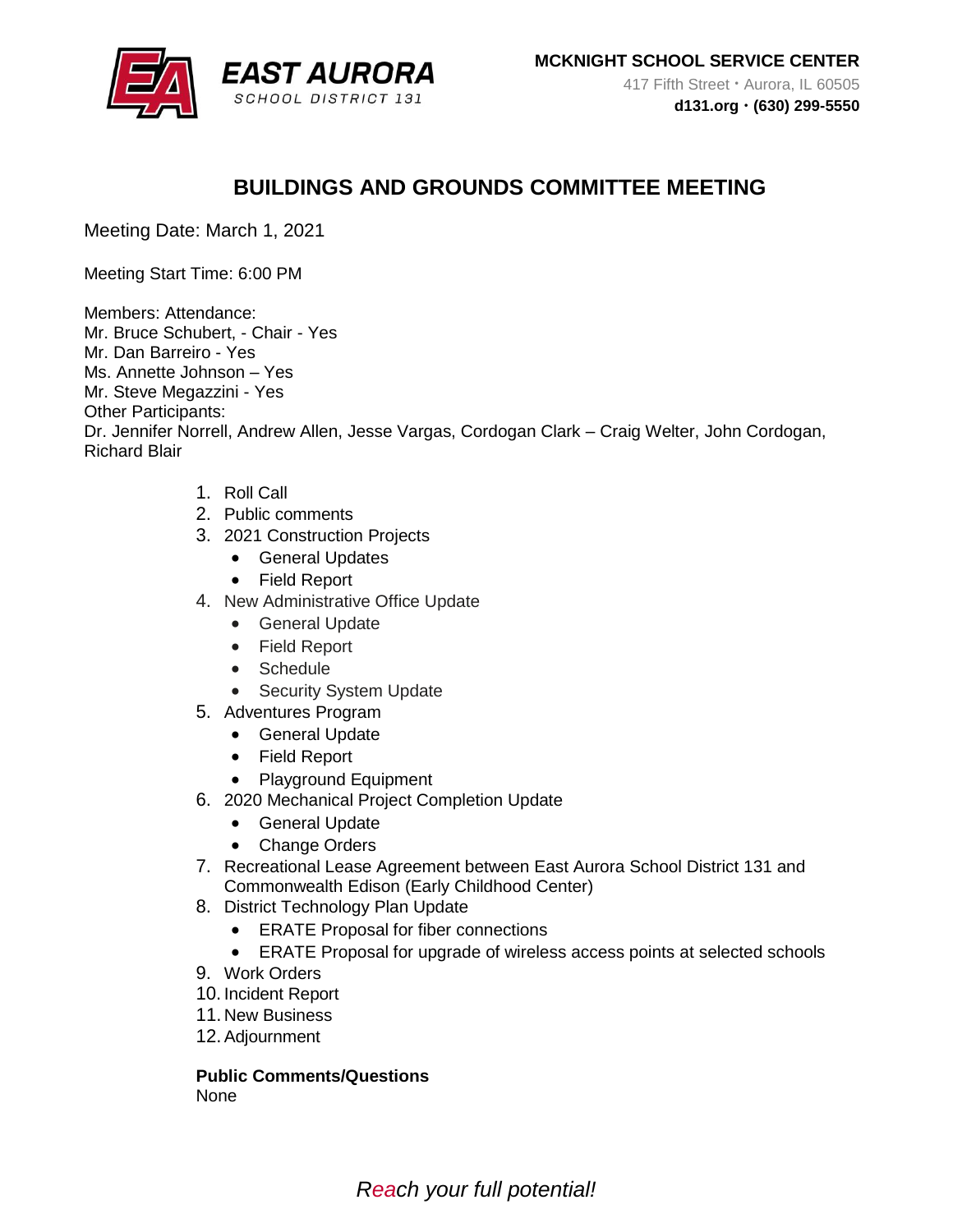**MCKNIGHT SCHOOL SERVICE CENTER**
417 Fifth Street • Aurora, IL 60505
**d131.org • (630) 299-5550**

# BUILDINGS AND GROUNDS COMMITTEE MEETING

Meeting Date: March 1, 2021

Meeting Start Time: 6:00 PM

Members: Attendance:
Mr. Bruce Schubert, - Chair - Yes
Mr. Dan Barreiro - Yes
Ms. Annette Johnson – Yes
Mr. Steve Megazzini - Yes
Other Participants:
Dr. Jennifer Norrell, Andrew Allen, Jesse Vargas, Cordogan Clark – Craig Welter, John Cordogan, Richard Blair

1. Roll Call
2. Public comments
3. 2021 Construction Projects
   - General Updates
   - Field Report
4. New Administrative Office Update
   - General Update
   - Field Report
   - Schedule
   - Security System Update
5. Adventures Program
   - General Update
   - Field Report
   - Playground Equipment
6. 2020 Mechanical Project Completion Update
   - General Update
   - Change Orders
7. Recreational Lease Agreement between East Aurora School District 131 and Commonwealth Edison (Early Childhood Center)
8. District Technology Plan Update
   - ERATE Proposal for fiber connections
   - ERATE Proposal for upgrade of wireless access points at selected schools
9. Work Orders
10. Incident Report
11. New Business
12. Adjournment

**Public Comments/Questions**
None

*Reach your full potential!*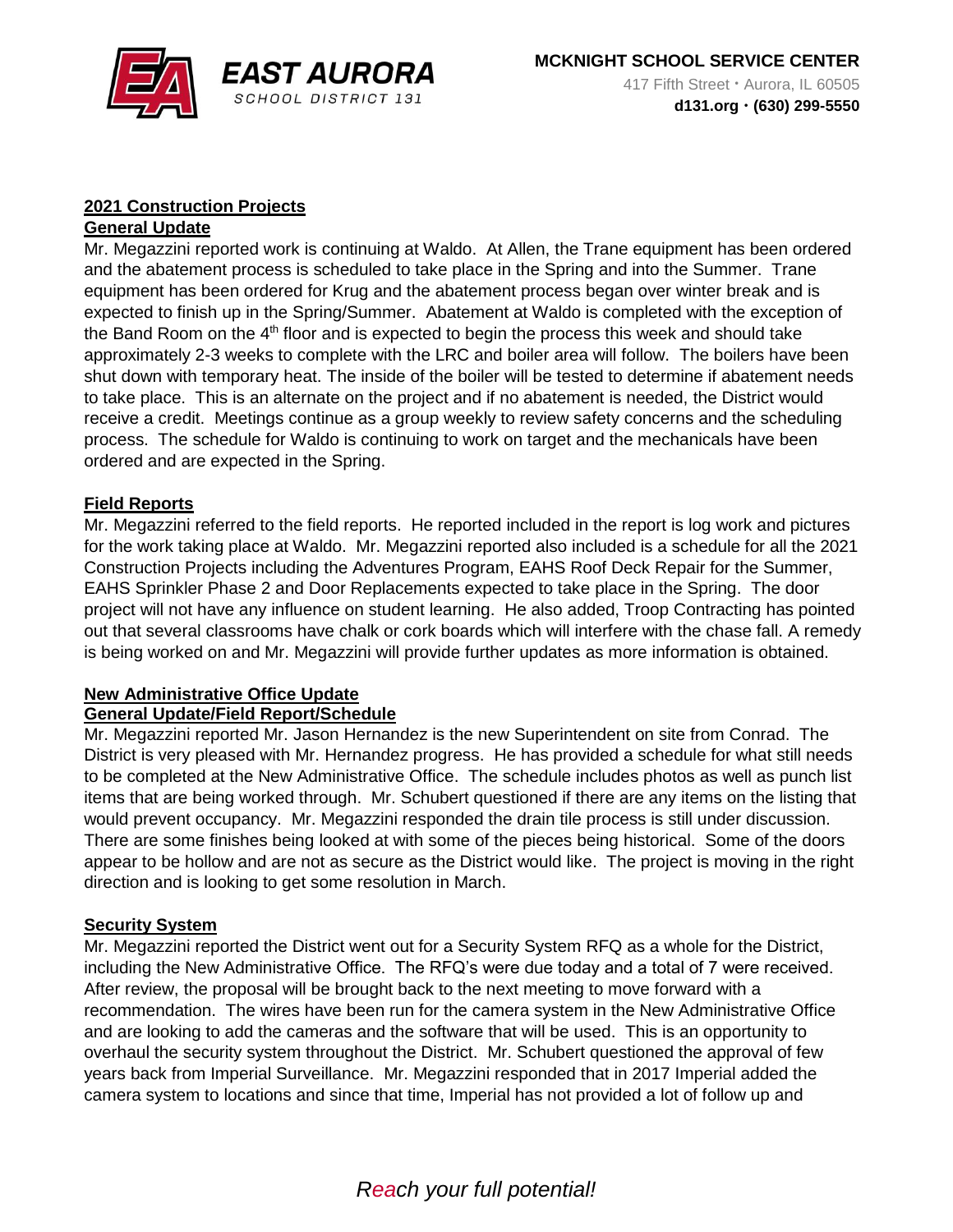## 2021 Construction Projects

### General Update

Mr. Megazzini reported work is continuing at Waldo. At Allen, the Trane equipment has been ordered and the abatement process is scheduled to take place in the Spring and into the Summer. Trane equipment has been ordered for Krug and the abatement process began over winter break and is expected to finish up in the Spring/Summer. Abatement at Waldo is completed with the exception of the Band Room on the 4th floor and is expected to begin the process this week and should take approximately 2-3 weeks to complete with the LRC and boiler area will follow. The boilers have been shut down with temporary heat. The inside of the boiler will be tested to determine if abatement needs to take place. This is an alternate on the project and if no abatement is needed, the District would receive a credit. Meetings continue as a group weekly to review safety concerns and the scheduling process. The schedule for Waldo is continuing to work on target and the mechanicals have been ordered and are expected in the Spring.

### Field Reports

Mr. Megazzini referred to the field reports. He reported included in the report is log work and pictures for the work taking place at Waldo. Mr. Megazzini reported also included is a schedule for all the 2021 Construction Projects including the Adventures Program, EAHS Roof Deck Repair for the Summer, EAHS Sprinkler Phase 2 and Door Replacements expected to take place in the Spring. The door project will not have any influence on student learning. He also added, Troop Contracting has pointed out that several classrooms have chalk or cork boards which will interfere with the chase fall. A remedy is being worked on and Mr. Megazzini will provide further updates as more information is obtained.

## New Administrative Office Update

### General Update/Field Report/Schedule

Mr. Megazzini reported Mr. Jason Hernandez is the new Superintendent on site from Conrad. The District is very pleased with Mr. Hernandez progress. He has provided a schedule for what still needs to be completed at the New Administrative Office. The schedule includes photos as well as punch list items that are being worked through. Mr. Schubert questioned if there are any items on the listing that would prevent occupancy. Mr. Megazzini responded the drain tile process is still under discussion. There are some finishes being looked at with some of the pieces being historical. Some of the doors appear to be hollow and are not as secure as the District would like. The project is moving in the right direction and is looking to get some resolution in March.

### Security System

Mr. Megazzini reported the District went out for a Security System RFQ as a whole for the District, including the New Administrative Office. The RFQ's were due today and a total of 7 were received. After review, the proposal will be brought back to the next meeting to move forward with a recommendation. The wires have been run for the camera system in the New Administrative Office and are looking to add the cameras and the software that will be used. This is an opportunity to overhaul the security system throughout the District. Mr. Schubert questioned the approval of few years back from Imperial Surveillance. Mr. Megazzini responded that in 2017 Imperial added the camera system to locations and since that time, Imperial has not provided a lot of follow up and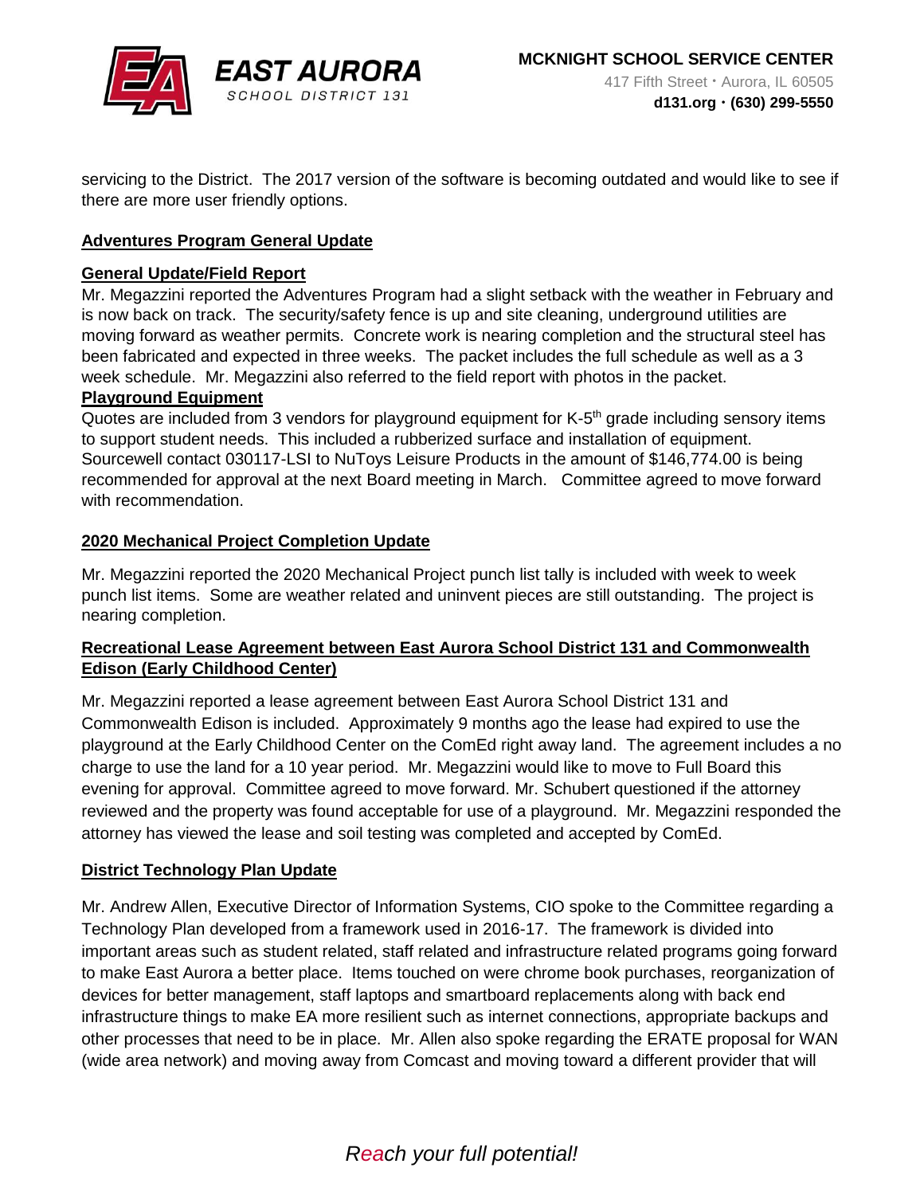servicing to the District. The 2017 version of the software is becoming outdated and would like to see if there are more user friendly options.

**Adventures Program General Update**

**General Update/Field Report**

Mr. Megazzini reported the Adventures Program had a slight setback with the weather in February and is now back on track. The security/safety fence is up and site cleaning, underground utilities are moving forward as weather permits. Concrete work is nearing completion and the structural steel has been fabricated and expected in three weeks. The packet includes the full schedule as well as a 3 week schedule. Mr. Megazzini also referred to the field report with photos in the packet.

**Playground Equipment**

Quotes are included from 3 vendors for playground equipment for K-5th grade including sensory items to support student needs. This included a rubberized surface and installation of equipment. Sourcewell contact 030117-LSI to NuToys Leisure Products in the amount of $146,774.00 is being recommended for approval at the next Board meeting in March. Committee agreed to move forward with recommendation.

**2020 Mechanical Project Completion Update**

Mr. Megazzini reported the 2020 Mechanical Project punch list tally is included with week to week punch list items. Some are weather related and uninvent pieces are still outstanding. The project is nearing completion.

**Recreational Lease Agreement between East Aurora School District 131 and Commonwealth Edison (Early Childhood Center)**

Mr. Megazzini reported a lease agreement between East Aurora School District 131 and Commonwealth Edison is included. Approximately 9 months ago the lease had expired to use the playground at the Early Childhood Center on the ComEd right away land. The agreement includes a no charge to use the land for a 10 year period. Mr. Megazzini would like to move to Full Board this evening for approval. Committee agreed to move forward. Mr. Schubert questioned if the attorney reviewed and the property was found acceptable for use of a playground. Mr. Megazzini responded the attorney has viewed the lease and soil testing was completed and accepted by ComEd.

**District Technology Plan Update**

Mr. Andrew Allen, Executive Director of Information Systems, CIO spoke to the Committee regarding a Technology Plan developed from a framework used in 2016-17. The framework is divided into important areas such as student related, staff related and infrastructure related programs going forward to make East Aurora a better place. Items touched on were chrome book purchases, reorganization of devices for better management, staff laptops and smartboard replacements along with back end infrastructure things to make EA more resilient such as internet connections, appropriate backups and other processes that need to be in place. Mr. Allen also spoke regarding the ERATE proposal for WAN (wide area network) and moving away from Comcast and moving toward a different provider that will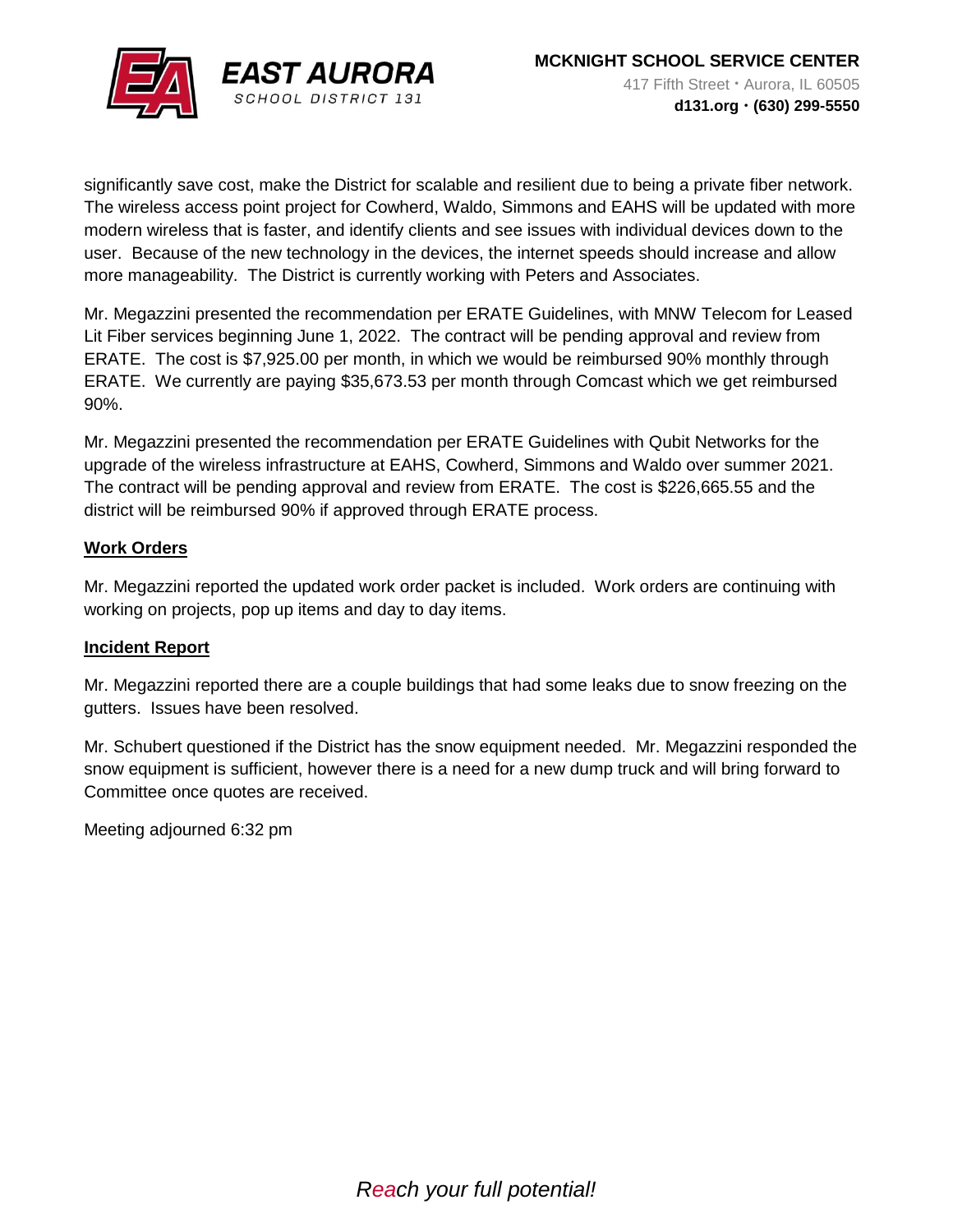significantly save cost, make the District for scalable and resilient due to being a private fiber network. The wireless access point project for Cowherd, Waldo, Simmons and EAHS will be updated with more modern wireless that is faster, and identify clients and see issues with individual devices down to the user. Because of the new technology in the devices, the internet speeds should increase and allow more manageability. The District is currently working with Peters and Associates.

Mr. Megazzini presented the recommendation per ERATE Guidelines, with MNW Telecom for Leased Lit Fiber services beginning June 1, 2022. The contract will be pending approval and review from ERATE. The cost is $7,925.00 per month, in which we would be reimbursed 90% monthly through ERATE. We currently are paying $35,673.53 per month through Comcast which we get reimbursed 90%.

Mr. Megazzini presented the recommendation per ERATE Guidelines with Qubit Networks for the upgrade of the wireless infrastructure at EAHS, Cowherd, Simmons and Waldo over summer 2021. The contract will be pending approval and review from ERATE. The cost is $226,665.55 and the district will be reimbursed 90% if approved through ERATE process.

**Work Orders**

Mr. Megazzini reported the updated work order packet is included. Work orders are continuing with working on projects, pop up items and day to day items.

**Incident Report**

Mr. Megazzini reported there are a couple buildings that had some leaks due to snow freezing on the gutters. Issues have been resolved.

Mr. Schubert questioned if the District has the snow equipment needed. Mr. Megazzini responded the snow equipment is sufficient, however there is a need for a new dump truck and will bring forward to Committee once quotes are received.

Meeting adjourned 6:32 pm